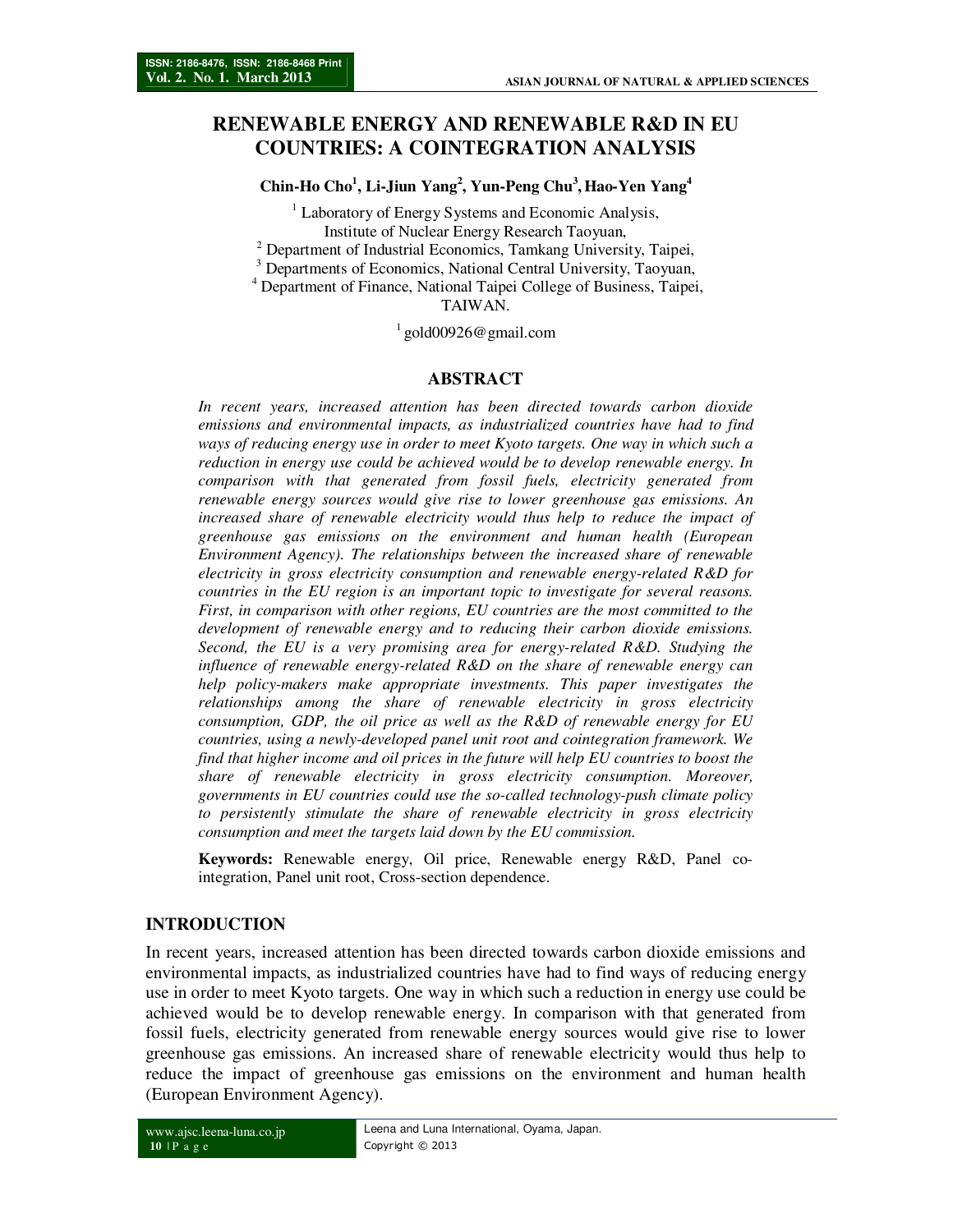# RENEWABLE ENERGY AND RENEWABLE R&D IN EU COUNTRIES: A COINTEGRATION ANALYSIS

**Chin-Ho Cho[1], Li-Jiun Yang[2], Yun-Peng Chu[3], Hao-Yen Yang[4]**

[1] Laboratory of Energy Systems and Economic Analysis, Institute of Nuclear Energy Research Taoyuan,
[2] Department of Industrial Economics, Tamkang University, Taipei,
[3] Departments of Economics, National Central University, Taoyuan,
[4] Department of Finance, National Taipei College of Business, Taipei,
TAIWAN.

[1] gold00926@gmail.com

## ABSTRACT

*In recent years, increased attention has been directed towards carbon dioxide emissions and environmental impacts, as industrialized countries have had to find ways of reducing energy use in order to meet Kyoto targets. One way in which such a reduction in energy use could be achieved would be to develop renewable energy. In comparison with that generated from fossil fuels, electricity generated from renewable energy sources would give rise to lower greenhouse gas emissions. An increased share of renewable electricity would thus help to reduce the impact of greenhouse gas emissions on the environment and human health (European Environment Agency). The relationships between the increased share of renewable electricity in gross electricity consumption and renewable energy-related R&D for countries in the EU region is an important topic to investigate for several reasons. First, in comparison with other regions, EU countries are the most committed to the development of renewable energy and to reducing their carbon dioxide emissions. Second, the EU is a very promising area for energy-related R&D. Studying the influence of renewable energy-related R&D on the share of renewable energy can help policy-makers make appropriate investments. This paper investigates the relationships among the share of renewable electricity in gross electricity consumption, GDP, the oil price as well as the R&D of renewable energy for EU countries, using a newly-developed panel unit root and cointegration framework. We find that higher income and oil prices in the future will help EU countries to boost the share of renewable electricity in gross electricity consumption. Moreover, governments in EU countries could use the so-called technology-push climate policy to persistently stimulate the share of renewable electricity in gross electricity consumption and meet the targets laid down by the EU commission.*

**Keywords:** Renewable energy, Oil price, Renewable energy R&D, Panel co-integration, Panel unit root, Cross-section dependence.

## INTRODUCTION

In recent years, increased attention has been directed towards carbon dioxide emissions and environmental impacts, as industrialized countries have had to find ways of reducing energy use in order to meet Kyoto targets. One way in which such a reduction in energy use could be achieved would be to develop renewable energy. In comparison with that generated from fossil fuels, electricity generated from renewable energy sources would give rise to lower greenhouse gas emissions. An increased share of renewable electricity would thus help to reduce the impact of greenhouse gas emissions on the environment and human health (European Environment Agency).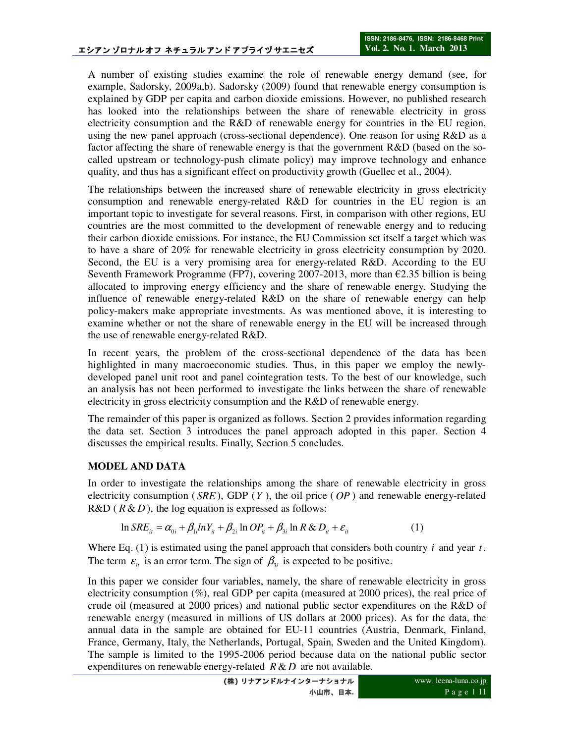A number of existing studies examine the role of renewable energy demand (see, for example, Sadorsky, 2009a,b). Sadorsky (2009) found that renewable energy consumption is explained by GDP per capita and carbon dioxide emissions. However, no published research has looked into the relationships between the share of renewable electricity in gross electricity consumption and the R&D of renewable energy for countries in the EU region, using the new panel approach (cross-sectional dependence). One reason for using R&D as a factor affecting the share of renewable energy is that the government R&D (based on the so-called upstream or technology-push climate policy) may improve technology and enhance quality, and thus has a significant effect on productivity growth (Guellec et al., 2004).

The relationships between the increased share of renewable electricity in gross electricity consumption and renewable energy-related R&D for countries in the EU region is an important topic to investigate for several reasons. First, in comparison with other regions, EU countries are the most committed to the development of renewable energy and to reducing their carbon dioxide emissions. For instance, the EU Commission set itself a target which was to have a share of 20% for renewable electricity in gross electricity consumption by 2020. Second, the EU is a very promising area for energy-related R&D. According to the EU Seventh Framework Programme (FP7), covering 2007-2013, more than €2.35 billion is being allocated to improving energy efficiency and the share of renewable energy. Studying the influence of renewable energy-related R&D on the share of renewable energy can help policy-makers make appropriate investments. As was mentioned above, it is interesting to examine whether or not the share of renewable energy in the EU will be increased through the use of renewable energy-related R&D.

In recent years, the problem of the cross-sectional dependence of the data has been highlighted in many macroeconomic studies. Thus, in this paper we employ the newly-developed panel unit root and panel cointegration tests. To the best of our knowledge, such an analysis has not been performed to investigate the links between the share of renewable electricity in gross electricity consumption and the R&D of renewable energy.

The remainder of this paper is organized as follows. Section 2 provides information regarding the data set. Section 3 introduces the panel approach adopted in this paper. Section 4 discusses the empirical results. Finally, Section 5 concludes.

## MODEL AND DATA

In order to investigate the relationships among the share of renewable electricity in gross electricity consumption ($SRE$), GDP ($Y$), the oil price ($OP$) and renewable energy-related R&D ($R\&D$), the log equation is expressed as follows:

$$\ln SRE_{it} = \alpha_{0i} + \beta_{1i} \ln Y_{it} + \beta_{2i} \ln OP_{it} + \beta_{3i} \ln R\&D_{it} + \varepsilon_{it} \tag{1}$$

Where Eq. (1) is estimated using the panel approach that considers both country $i$ and year $t$. The term $\varepsilon_{it}$ is an error term. The sign of $\beta_{3i}$ is expected to be positive.

In this paper we consider four variables, namely, the share of renewable electricity in gross electricity consumption (%), real GDP per capita (measured at 2000 prices), the real price of crude oil (measured at 2000 prices) and national public sector expenditures on the R&D of renewable energy (measured in millions of US dollars at 2000 prices). As for the data, the annual data in the sample are obtained for EU-11 countries (Austria, Denmark, Finland, France, Germany, Italy, the Netherlands, Portugal, Spain, Sweden and the United Kingdom). The sample is limited to the 1995-2006 period because data on the national public sector expenditures on renewable energy-related $R\&D$ are not available.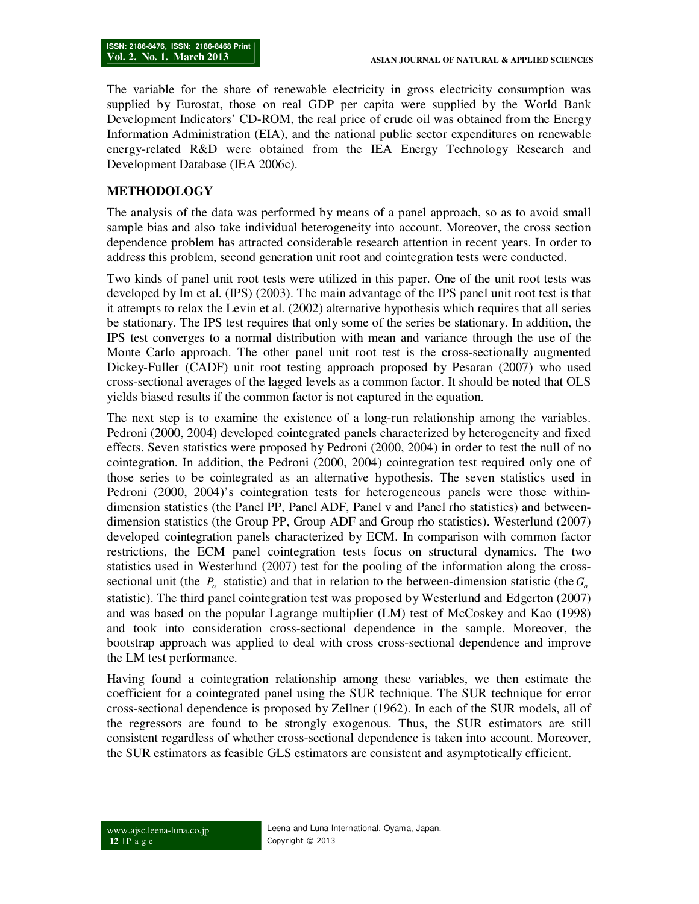The variable for the share of renewable electricity in gross electricity consumption was supplied by Eurostat, those on real GDP per capita were supplied by the World Bank Development Indicators' CD-ROM, the real price of crude oil was obtained from the Energy Information Administration (EIA), and the national public sector expenditures on renewable energy-related R&D were obtained from the IEA Energy Technology Research and Development Database (IEA 2006c).

## METHODOLOGY

The analysis of the data was performed by means of a panel approach, so as to avoid small sample bias and also take individual heterogeneity into account. Moreover, the cross section dependence problem has attracted considerable research attention in recent years. In order to address this problem, second generation unit root and cointegration tests were conducted.

Two kinds of panel unit root tests were utilized in this paper. One of the unit root tests was developed by Im et al. (IPS) (2003). The main advantage of the IPS panel unit root test is that it attempts to relax the Levin et al. (2002) alternative hypothesis which requires that all series be stationary. The IPS test requires that only some of the series be stationary. In addition, the IPS test converges to a normal distribution with mean and variance through the use of the Monte Carlo approach. The other panel unit root test is the cross-sectionally augmented Dickey-Fuller (CADF) unit root testing approach proposed by Pesaran (2007) who used cross-sectional averages of the lagged levels as a common factor. It should be noted that OLS yields biased results if the common factor is not captured in the equation.

The next step is to examine the existence of a long-run relationship among the variables. Pedroni (2000, 2004) developed cointegrated panels characterized by heterogeneity and fixed effects. Seven statistics were proposed by Pedroni (2000, 2004) in order to test the null of no cointegration. In addition, the Pedroni (2000, 2004) cointegration test required only one of those series to be cointegrated as an alternative hypothesis. The seven statistics used in Pedroni (2000, 2004)'s cointegration tests for heterogeneous panels were those within-dimension statistics (the Panel PP, Panel ADF, Panel v and Panel rho statistics) and between-dimension statistics (the Group PP, Group ADF and Group rho statistics). Westerlund (2007) developed cointegration panels characterized by ECM. In comparison with common factor restrictions, the ECM panel cointegration tests focus on structural dynamics. The two statistics used in Westerlund (2007) test for the pooling of the information along the cross-sectional unit (the $P_\alpha$ statistic) and that in relation to the between-dimension statistic (the $G_\alpha$ statistic). The third panel cointegration test was proposed by Westerlund and Edgerton (2007) and was based on the popular Lagrange multiplier (LM) test of McCoskey and Kao (1998) and took into consideration cross-sectional dependence in the sample. Moreover, the bootstrap approach was applied to deal with cross cross-sectional dependence and improve the LM test performance.

Having found a cointegration relationship among these variables, we then estimate the coefficient for a cointegrated panel using the SUR technique. The SUR technique for error cross-sectional dependence is proposed by Zellner (1962). In each of the SUR models, all of the regressors are found to be strongly exogenous. Thus, the SUR estimators are still consistent regardless of whether cross-sectional dependence is taken into account. Moreover, the SUR estimators as feasible GLS estimators are consistent and asymptotically efficient.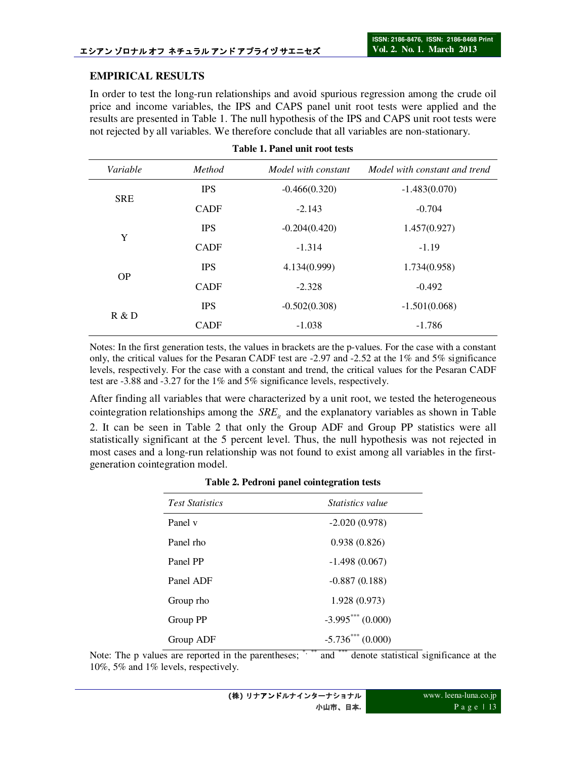## EMPIRICAL RESULTS

In order to test the long-run relationships and avoid spurious regression among the crude oil price and income variables, the IPS and CAPS panel unit root tests were applied and the results are presented in Table 1. The null hypothesis of the IPS and CAPS unit root tests were not rejected by all variables. We therefore conclude that all variables are non-stationary.

**Table 1. Panel unit root tests**

| *Variable* | *Method* | *Model with constant* | *Model with constant and trend* |
|---|---|---|---|
| SRE | IPS | -0.466(0.320) | -1.483(0.070) |
| | CADF | -2.143 | -0.704 |
| Y | IPS | -0.204(0.420) | 1.457(0.927) |
| | CADF | -1.314 | -1.19 |
| OP | IPS | 4.134(0.999) | 1.734(0.958) |
| | CADF | -2.328 | -0.492 |
| R & D | IPS | -0.502(0.308) | -1.501(0.068) |
| | CADF | -1.038 | -1.786 |

Notes: In the first generation tests, the values in brackets are the p-values. For the case with a constant only, the critical values for the Pesaran CADF test are -2.97 and -2.52 at the 1% and 5% significance levels, respectively. For the case with a constant and trend, the critical values for the Pesaran CADF test are -3.88 and -3.27 for the 1% and 5% significance levels, respectively.

After finding all variables that were characterized by a unit root, we tested the heterogeneous cointegration relationships among the $SRE_{it}$ and the explanatory variables as shown in Table 2. It can be seen in Table 2 that only the Group ADF and Group PP statistics were all statistically significant at the 5 percent level. Thus, the null hypothesis was not rejected in most cases and a long-run relationship was not found to exist among all variables in the first-generation cointegration model.

**Table 2. Pedroni panel cointegration tests**

| *Test Statistics* | *Statistics value* |
|---|---|
| Panel v | -2.020 (0.978) |
| Panel rho | 0.938 (0.826) |
| Panel PP | -1.498 (0.067) |
| Panel ADF | -0.887 (0.188) |
| Group rho | 1.928 (0.973) |
| Group PP | $-3.995^{***}$ (0.000) |
| Group ADF | $-5.736^{***}$ (0.000) |

Note: The p values are reported in the parentheses; $^{*}$, $^{**}$ and $^{***}$ denote statistical significance at the 10%, 5% and 1% levels, respectively.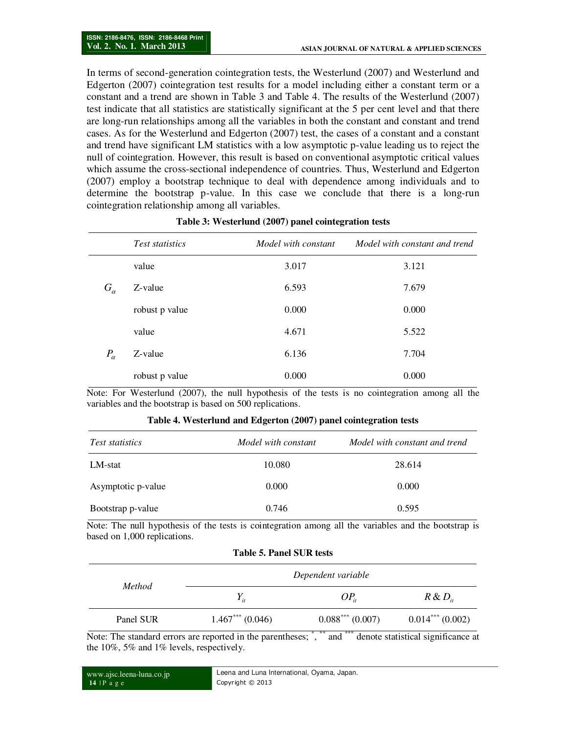In terms of second-generation cointegration tests, the Westerlund (2007) and Westerlund and Edgerton (2007) cointegration test results for a model including either a constant term or a constant and a trend are shown in Table 3 and Table 4. The results of the Westerlund (2007) test indicate that all statistics are statistically significant at the 5 per cent level and that there are long-run relationships among all the variables in both the constant and constant and trend cases. As for the Westerlund and Edgerton (2007) test, the cases of a constant and a constant and trend have significant LM statistics with a low asymptotic p-value leading us to reject the null of cointegration. However, this result is based on conventional asymptotic critical values which assume the cross-sectional independence of countries. Thus, Westerlund and Edgerton (2007) employ a bootstrap technique to deal with dependence among individuals and to determine the bootstrap p-value. In this case we conclude that there is a long-run cointegration relationship among all variables.

**Table 3: Westerlund (2007) panel cointegration tests**

| | *Test statistics* | *Model with constant* | *Model with constant and trend* |
|---|---|---|---|
| | value | 3.017 | 3.121 |
| $G_\alpha$ | Z-value | 6.593 | 7.679 |
| | robust p value | 0.000 | 0.000 |
| | value | 4.671 | 5.522 |
| $P_\alpha$ | Z-value | 6.136 | 7.704 |
| | robust p value | 0.000 | 0.000 |

Note: For Westerlund (2007), the null hypothesis of the tests is no cointegration among all the variables and the bootstrap is based on 500 replications.

**Table 4. Westerlund and Edgerton (2007) panel cointegration tests**

| *Test statistics* | *Model with constant* | *Model with constant and trend* |
|---|---|---|
| LM-stat | 10.080 | 28.614 |
| Asymptotic p-value | 0.000 | 0.000 |
| Bootstrap p-value | 0.746 | 0.595 |

Note: The null hypothesis of the tests is cointegration among all the variables and the bootstrap is based on 1,000 replications.

**Table 5. Panel SUR tests**

| *Method* | *Dependent variable* | | |
|---|---|---|---|
| | $Y_{it}$ | $OP_{it}$ | $R\&D_{it}$ |
| Panel SUR | $1.467^{***}$ (0.046) | $0.088^{***}$ (0.007) | $0.014^{***}$ (0.002) |

Note: The standard errors are reported in the parentheses; $^{*}$, $^{**}$ and $^{***}$ denote statistical significance at the 10%, 5% and 1% levels, respectively.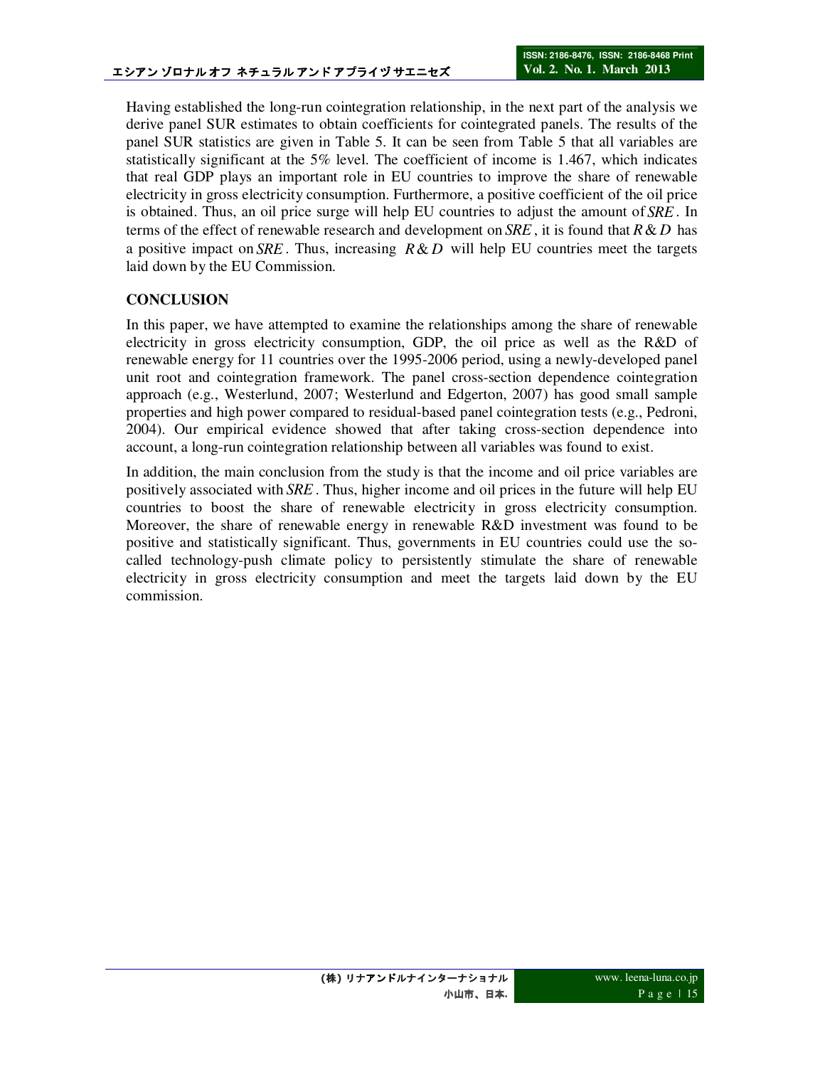Having established the long-run cointegration relationship, in the next part of the analysis we derive panel SUR estimates to obtain coefficients for cointegrated panels. The results of the panel SUR statistics are given in Table 5. It can be seen from Table 5 that all variables are statistically significant at the 5% level. The coefficient of income is 1.467, which indicates that real GDP plays an important role in EU countries to improve the share of renewable electricity in gross electricity consumption. Furthermore, a positive coefficient of the oil price is obtained. Thus, an oil price surge will help EU countries to adjust the amount of $SRE$. In terms of the effect of renewable research and development on $SRE$, it is found that $R\&D$ has a positive impact on $SRE$. Thus, increasing $R\&D$ will help EU countries meet the targets laid down by the EU Commission.

## CONCLUSION

In this paper, we have attempted to examine the relationships among the share of renewable electricity in gross electricity consumption, GDP, the oil price as well as the R&D of renewable energy for 11 countries over the 1995-2006 period, using a newly-developed panel unit root and cointegration framework. The panel cross-section dependence cointegration approach (e.g., Westerlund, 2007; Westerlund and Edgerton, 2007) has good small sample properties and high power compared to residual-based panel cointegration tests (e.g., Pedroni, 2004). Our empirical evidence showed that after taking cross-section dependence into account, a long-run cointegration relationship between all variables was found to exist.

In addition, the main conclusion from the study is that the income and oil price variables are positively associated with $SRE$. Thus, higher income and oil prices in the future will help EU countries to boost the share of renewable electricity in gross electricity consumption. Moreover, the share of renewable energy in renewable R&D investment was found to be positive and statistically significant. Thus, governments in EU countries could use the so-called technology-push climate policy to persistently stimulate the share of renewable electricity in gross electricity consumption and meet the targets laid down by the EU commission.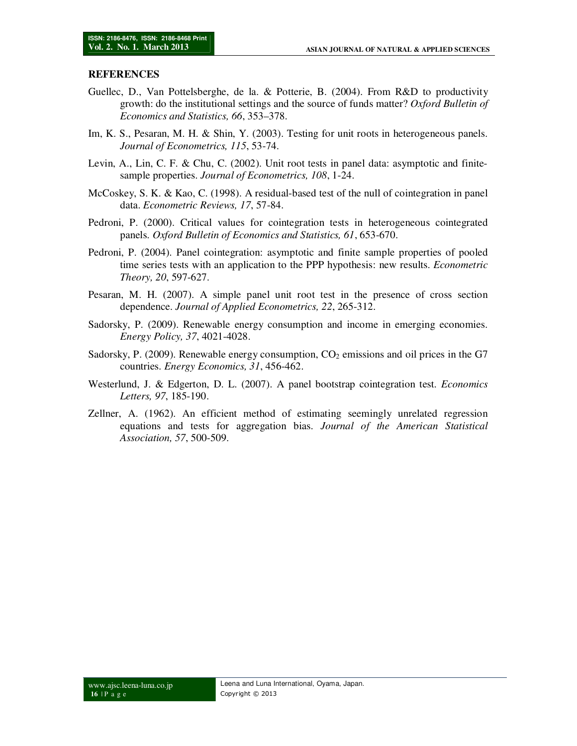## REFERENCES

Guellec, D., Van Pottelsberghe, de la. & Potterie, B. (2004). From R&D to productivity growth: do the institutional settings and the source of funds matter? *Oxford Bulletin of Economics and Statistics, 66*, 353–378.

Im, K. S., Pesaran, M. H. & Shin, Y. (2003). Testing for unit roots in heterogeneous panels. *Journal of Econometrics, 115*, 53-74.

Levin, A., Lin, C. F. & Chu, C. (2002). Unit root tests in panel data: asymptotic and finite-sample properties. *Journal of Econometrics, 108*, 1-24.

McCoskey, S. K. & Kao, C. (1998). A residual-based test of the null of cointegration in panel data. *Econometric Reviews, 17*, 57-84.

Pedroni, P. (2000). Critical values for cointegration tests in heterogeneous cointegrated panels. *Oxford Bulletin of Economics and Statistics, 61*, 653-670.

Pedroni, P. (2004). Panel cointegration: asymptotic and finite sample properties of pooled time series tests with an application to the PPP hypothesis: new results. *Econometric Theory, 20*, 597-627.

Pesaran, M. H. (2007). A simple panel unit root test in the presence of cross section dependence. *Journal of Applied Econometrics, 22*, 265-312.

Sadorsky, P. (2009). Renewable energy consumption and income in emerging economies. *Energy Policy, 37*, 4021-4028.

Sadorsky, P. (2009). Renewable energy consumption, $CO_2$ emissions and oil prices in the G7 countries. *Energy Economics, 31*, 456-462.

Westerlund, J. & Edgerton, D. L. (2007). A panel bootstrap cointegration test. *Economics Letters, 97*, 185-190.

Zellner, A. (1962). An efficient method of estimating seemingly unrelated regression equations and tests for aggregation bias. *Journal of the American Statistical Association, 57*, 500-509.